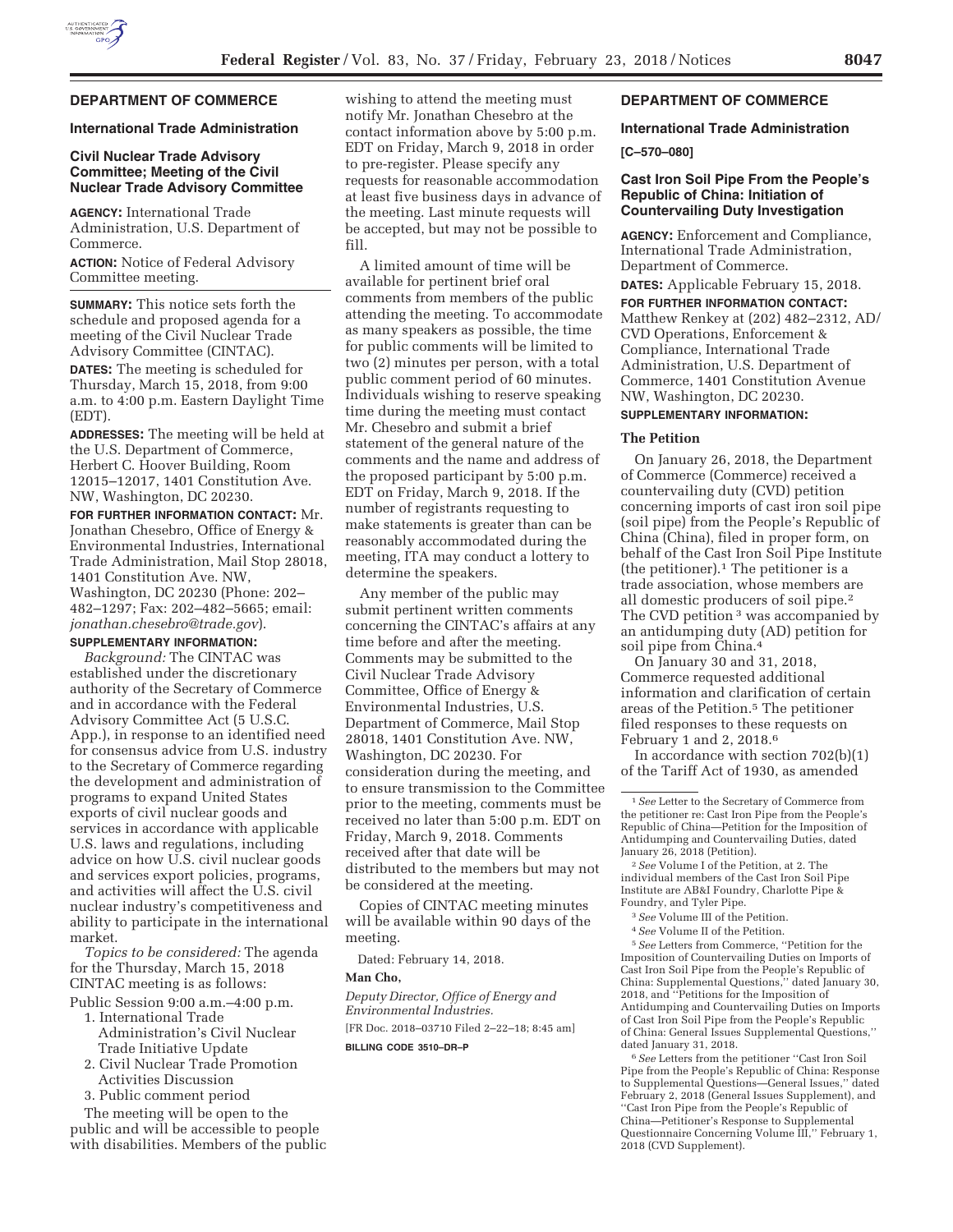## DEPARTMENT OF COMMERCE

### International Trade Administration

### Civil Nuclear Trade Advisory Committee; Meeting of the Civil Nuclear Trade Advisory Committee

**AGENCY:** International Trade Administration, U.S. Department of Commerce.

**ACTION:** Notice of Federal Advisory Committee meeting.

**SUMMARY:** This notice sets forth the schedule and proposed agenda for a meeting of the Civil Nuclear Trade Advisory Committee (CINTAC).

**DATES:** The meeting is scheduled for Thursday, March 15, 2018, from 9:00 a.m. to 4:00 p.m. Eastern Daylight Time (EDT).

**ADDRESSES:** The meeting will be held at the U.S. Department of Commerce, Herbert C. Hoover Building, Room 12015–12017, 1401 Constitution Ave. NW, Washington, DC 20230.

**FOR FURTHER INFORMATION CONTACT:** Mr. Jonathan Chesebro, Office of Energy & Environmental Industries, International Trade Administration, Mail Stop 28018, 1401 Constitution Ave. NW, Washington, DC 20230 (Phone: 202–482–1297; Fax: 202–482–5665; email: *jonathan.chesebro@trade.gov*).

**SUPPLEMENTARY INFORMATION:**

*Background:* The CINTAC was established under the discretionary authority of the Secretary of Commerce and in accordance with the Federal Advisory Committee Act (5 U.S.C. App.), in response to an identified need for consensus advice from U.S. industry to the Secretary of Commerce regarding the development and administration of programs to expand United States exports of civil nuclear goods and services in accordance with applicable U.S. laws and regulations, including advice on how U.S. civil nuclear goods and services export policies, programs, and activities will affect the U.S. civil nuclear industry's competitiveness and ability to participate in the international market.

*Topics to be considered:* The agenda for the Thursday, March 15, 2018 CINTAC meeting is as follows:

Public Session 9:00 a.m.–4:00 p.m.

1. International Trade Administration's Civil Nuclear Trade Initiative Update
2. Civil Nuclear Trade Promotion Activities Discussion
3. Public comment period

The meeting will be open to the public and will be accessible to people with disabilities. Members of the public wishing to attend the meeting must notify Mr. Jonathan Chesebro at the contact information above by 5:00 p.m. EDT on Friday, March 9, 2018 in order to pre-register. Please specify any requests for reasonable accommodation at least five business days in advance of the meeting. Last minute requests will be accepted, but may not be possible to fill.

A limited amount of time will be available for pertinent brief oral comments from members of the public attending the meeting. To accommodate as many speakers as possible, the time for public comments will be limited to two (2) minutes per person, with a total public comment period of 60 minutes. Individuals wishing to reserve speaking time during the meeting must contact Mr. Chesebro and submit a brief statement of the general nature of the comments and the name and address of the proposed participant by 5:00 p.m. EDT on Friday, March 9, 2018. If the number of registrants requesting to make statements is greater than can be reasonably accommodated during the meeting, ITA may conduct a lottery to determine the speakers.

Any member of the public may submit pertinent written comments concerning the CINTAC's affairs at any time before and after the meeting. Comments may be submitted to the Civil Nuclear Trade Advisory Committee, Office of Energy & Environmental Industries, U.S. Department of Commerce, Mail Stop 28018, 1401 Constitution Ave. NW, Washington, DC 20230. For consideration during the meeting, and to ensure transmission to the Committee prior to the meeting, comments must be received no later than 5:00 p.m. EDT on Friday, March 9, 2018. Comments received after that date will be distributed to the members but may not be considered at the meeting.

Copies of CINTAC meeting minutes will be available within 90 days of the meeting.

Dated: February 14, 2018.

**Man Cho,**

*Deputy Director, Office of Energy and Environmental Industries.*

[FR Doc. 2018–03710 Filed 2–22–18; 8:45 am]

**BILLING CODE 3510–DR–P**

## DEPARTMENT OF COMMERCE

### International Trade Administration

**[C–570–080]**

### Cast Iron Soil Pipe From the People's Republic of China: Initiation of Countervailing Duty Investigation

**AGENCY:** Enforcement and Compliance, International Trade Administration, Department of Commerce.

**DATES:** Applicable February 15, 2018.

**FOR FURTHER INFORMATION CONTACT:** Matthew Renkey at (202) 482–2312, AD/CVD Operations, Enforcement & Compliance, International Trade Administration, U.S. Department of Commerce, 1401 Constitution Avenue NW, Washington, DC 20230.

**SUPPLEMENTARY INFORMATION:**

#### The Petition

On January 26, 2018, the Department of Commerce (Commerce) received a countervailing duty (CVD) petition concerning imports of cast iron soil pipe (soil pipe) from the People's Republic of China (China), filed in proper form, on behalf of the Cast Iron Soil Pipe Institute (the petitioner).[1] The petitioner is a trade association, whose members are all domestic producers of soil pipe.[2] The CVD petition [3] was accompanied by an antidumping duty (AD) petition for soil pipe from China.[4]

On January 30 and 31, 2018, Commerce requested additional information and clarification of certain areas of the Petition.[5] The petitioner filed responses to these requests on February 1 and 2, 2018.[6]

In accordance with section 702(b)(1) of the Tariff Act of 1930, as amended

---

[1] *See* Letter to the Secretary of Commerce from the petitioner re: Cast Iron Pipe from the People's Republic of China—Petition for the Imposition of Antidumping and Countervailing Duties, dated January 26, 2018 (Petition).

[2] *See* Volume I of the Petition, at 2. The individual members of the Cast Iron Soil Pipe Institute are AB&I Foundry, Charlotte Pipe & Foundry, and Tyler Pipe.

[3] *See* Volume III of the Petition.

[4] *See* Volume II of the Petition.

[5] *See* Letters from Commerce, "Petition for the Imposition of Countervailing Duties on Imports of Cast Iron Soil Pipe from the People's Republic of China: Supplemental Questions," dated January 30, 2018, and "Petitions for the Imposition of Antidumping and Countervailing Duties on Imports of Cast Iron Soil Pipe from the People's Republic of China: General Issues Supplemental Questions," dated January 31, 2018.

[6] *See* Letters from the petitioner "Cast Iron Soil Pipe from the People's Republic of China: Response to Supplemental Questions—General Issues," dated February 2, 2018 (General Issues Supplement), and "Cast Iron Pipe from the People's Republic of China—Petitioner's Response to Supplemental Questionnaire Concerning Volume III," February 1, 2018 (CVD Supplement).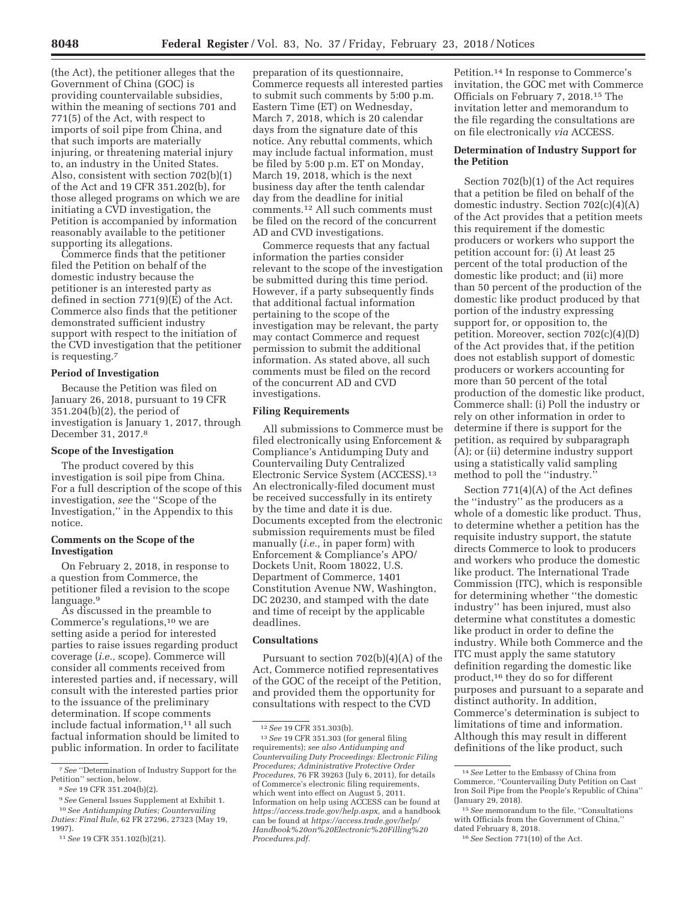(the Act), the petitioner alleges that the Government of China (GOC) is providing countervailable subsidies, within the meaning of sections 701 and 771(5) of the Act, with respect to imports of soil pipe from China, and that such imports are materially injuring, or threatening material injury to, an industry in the United States. Also, consistent with section 702(b)(1) of the Act and 19 CFR 351.202(b), for those alleged programs on which we are initiating a CVD investigation, the Petition is accompanied by information reasonably available to the petitioner supporting its allegations.

Commerce finds that the petitioner filed the Petition on behalf of the domestic industry because the petitioner is an interested party as defined in section 771(9)(E) of the Act. Commerce also finds that the petitioner demonstrated sufficient industry support with respect to the initiation of the CVD investigation that the petitioner is requesting.[7]

### Period of Investigation

Because the Petition was filed on January 26, 2018, pursuant to 19 CFR 351.204(b)(2), the period of investigation is January 1, 2017, through December 31, 2017.[8]

### Scope of the Investigation

The product covered by this investigation is soil pipe from China. For a full description of the scope of this investigation, *see* the ''Scope of the Investigation,'' in the Appendix to this notice.

### Comments on the Scope of the Investigation

On February 2, 2018, in response to a question from Commerce, the petitioner filed a revision to the scope language.[9]

As discussed in the preamble to Commerce's regulations,[10] we are setting aside a period for interested parties to raise issues regarding product coverage (*i.e.,* scope). Commerce will consider all comments received from interested parties and, if necessary, will consult with the interested parties prior to the issuance of the preliminary determination. If scope comments include factual information,[11] all such factual information should be limited to public information. In order to facilitate preparation of its questionnaire, Commerce requests all interested parties to submit such comments by 5:00 p.m. Eastern Time (ET) on Wednesday, March 7, 2018, which is 20 calendar days from the signature date of this notice. Any rebuttal comments, which may include factual information, must be filed by 5:00 p.m. ET on Monday, March 19, 2018, which is the next business day after the tenth calendar day from the deadline for initial comments.[12] All such comments must be filed on the record of the concurrent AD and CVD investigations.

Commerce requests that any factual information the parties consider relevant to the scope of the investigation be submitted during this time period. However, if a party subsequently finds that additional factual information pertaining to the scope of the investigation may be relevant, the party may contact Commerce and request permission to submit the additional information. As stated above, all such comments must be filed on the record of the concurrent AD and CVD investigations.

### Filing Requirements

All submissions to Commerce must be filed electronically using Enforcement & Compliance's Antidumping Duty and Countervailing Duty Centralized Electronic Service System (ACCESS).[13] An electronically-filed document must be received successfully in its entirety by the time and date it is due. Documents excepted from the electronic submission requirements must be filed manually (*i.e.,* in paper form) with Enforcement & Compliance's APO/Dockets Unit, Room 18022, U.S. Department of Commerce, 1401 Constitution Avenue NW, Washington, DC 20230, and stamped with the date and time of receipt by the applicable deadlines.

### Consultations

Pursuant to section 702(b)(4)(A) of the Act, Commerce notified representatives of the GOC of the receipt of the Petition, and provided them the opportunity for consultations with respect to the CVD Petition.[14] In response to Commerce's invitation, the GOC met with Commerce Officials on February 7, 2018.[15] The invitation letter and memorandum to the file regarding the consultations are on file electronically *via* ACCESS.

### Determination of Industry Support for the Petition

Section 702(b)(1) of the Act requires that a petition be filed on behalf of the domestic industry. Section 702(c)(4)(A) of the Act provides that a petition meets this requirement if the domestic producers or workers who support the petition account for: (i) At least 25 percent of the total production of the domestic like product; and (ii) more than 50 percent of the production of the domestic like product produced by that portion of the industry expressing support for, or opposition to, the petition. Moreover, section 702(c)(4)(D) of the Act provides that, if the petition does not establish support of domestic producers or workers accounting for more than 50 percent of the total production of the domestic like product, Commerce shall: (i) Poll the industry or rely on other information in order to determine if there is support for the petition, as required by subparagraph (A); or (ii) determine industry support using a statistically valid sampling method to poll the ''industry.''

Section 771(4)(A) of the Act defines the ''industry'' as the producers as a whole of a domestic like product. Thus, to determine whether a petition has the requisite industry support, the statute directs Commerce to look to producers and workers who produce the domestic like product. The International Trade Commission (ITC), which is responsible for determining whether ''the domestic industry'' has been injured, must also determine what constitutes a domestic like product in order to define the industry. While both Commerce and the ITC must apply the same statutory definition regarding the domestic like product,[16] they do so for different purposes and pursuant to a separate and distinct authority. In addition, Commerce's determination is subject to limitations of time and information. Although this may result in different definitions of the like product, such

---

[7] *See* ''Determination of Industry Support for the Petition'' section, below.

[8] *See* 19 CFR 351.204(b)(2).

[9] *See* General Issues Supplement at Exhibit 1.

[10] *See Antidumping Duties; Countervailing Duties: Final Rule,* 62 FR 27296, 27323 (May 19, 1997).

[11] *See* 19 CFR 351.102(b)(21).

[12] *See* 19 CFR 351.303(b).

[13] *See* 19 CFR 351.303 (for general filing requirements); *see also Antidumping and Countervailing Duty Proceedings: Electronic Filing Procedures; Administrative Protective Order Procedures,* 76 FR 39263 (July 6, 2011), for details of Commerce's electronic filing requirements, which went into effect on August 5, 2011. Information on help using ACCESS can be found at *https://access.trade.gov/help.aspx,* and a handbook can be found at *https://access.trade.gov/help/Handbook%20on%20Electronic%20Filling%20Procedures.pdf.*

[14] *See* Letter to the Embassy of China from Commerce, ''Countervailing Duty Petition on Cast Iron Soil Pipe from the People's Republic of China'' (January 29, 2018).

[15] *See* memorandum to the file, ''Consultations with Officials from the Government of China,'' dated February 8, 2018.

[16] *See* Section 771(10) of the Act.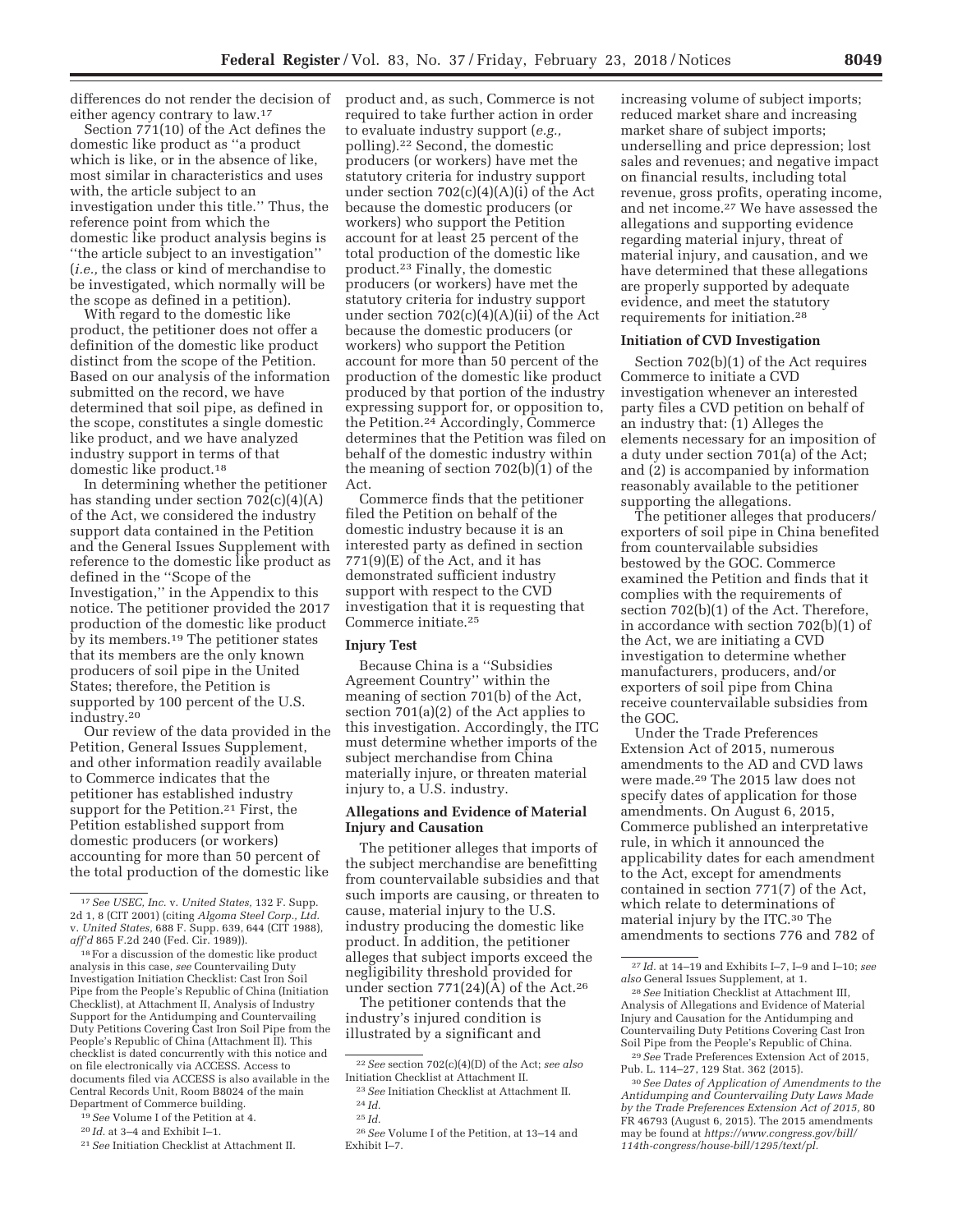differences do not render the decision of either agency contrary to law.[17]

Section 771(10) of the Act defines the domestic like product as ''a product which is like, or in the absence of like, most similar in characteristics and uses with, the article subject to an investigation under this title.'' Thus, the reference point from which the domestic like product analysis begins is ''the article subject to an investigation'' (*i.e.,* the class or kind of merchandise to be investigated, which normally will be the scope as defined in a petition).

With regard to the domestic like product, the petitioner does not offer a definition of the domestic like product distinct from the scope of the Petition. Based on our analysis of the information submitted on the record, we have determined that soil pipe, as defined in the scope, constitutes a single domestic like product, and we have analyzed industry support in terms of that domestic like product.[18]

In determining whether the petitioner has standing under section 702(c)(4)(A) of the Act, we considered the industry support data contained in the Petition and the General Issues Supplement with reference to the domestic like product as defined in the ''Scope of the Investigation,'' in the Appendix to this notice. The petitioner provided the 2017 production of the domestic like product by its members.[19] The petitioner states that its members are the only known producers of soil pipe in the United States; therefore, the Petition is supported by 100 percent of the U.S. industry.[20]

Our review of the data provided in the Petition, General Issues Supplement, and other information readily available to Commerce indicates that the petitioner has established industry support for the Petition.[21] First, the Petition established support from domestic producers (or workers) accounting for more than 50 percent of the total production of the domestic like product and, as such, Commerce is not required to take further action in order to evaluate industry support (*e.g.,* polling).[22] Second, the domestic producers (or workers) have met the statutory criteria for industry support under section 702(c)(4)(A)(i) of the Act because the domestic producers (or workers) who support the Petition account for at least 25 percent of the total production of the domestic like product.[23] Finally, the domestic producers (or workers) have met the statutory criteria for industry support under section 702(c)(4)(A)(ii) of the Act because the domestic producers (or workers) who support the Petition account for more than 50 percent of the production of the domestic like product produced by that portion of the industry expressing support for, or opposition to, the Petition.[24] Accordingly, Commerce determines that the Petition was filed on behalf of the domestic industry within the meaning of section 702(b)(1) of the Act.

Commerce finds that the petitioner filed the Petition on behalf of the domestic industry because it is an interested party as defined in section 771(9)(E) of the Act, and it has demonstrated sufficient industry support with respect to the CVD investigation that it is requesting that Commerce initiate.[25]

### Injury Test

Because China is a ''Subsidies Agreement Country'' within the meaning of section 701(b) of the Act, section 701(a)(2) of the Act applies to this investigation. Accordingly, the ITC must determine whether imports of the subject merchandise from China materially injure, or threaten material injury to, a U.S. industry.

### Allegations and Evidence of Material Injury and Causation

The petitioner alleges that imports of the subject merchandise are benefitting from countervailable subsidies and that such imports are causing, or threaten to cause, material injury to the U.S. industry producing the domestic like product. In addition, the petitioner alleges that subject imports exceed the negligibility threshold provided for under section 771(24)(A) of the Act.[26]

The petitioner contends that the industry's injured condition is illustrated by a significant and increasing volume of subject imports; reduced market share and increasing market share of subject imports; underselling and price depression; lost sales and revenues; and negative impact on financial results, including total revenue, gross profits, operating income, and net income.[27] We have assessed the allegations and supporting evidence regarding material injury, threat of material injury, and causation, and we have determined that these allegations are properly supported by adequate evidence, and meet the statutory requirements for initiation.[28]

### Initiation of CVD Investigation

Section 702(b)(1) of the Act requires Commerce to initiate a CVD investigation whenever an interested party files a CVD petition on behalf of an industry that: (1) Alleges the elements necessary for an imposition of a duty under section 701(a) of the Act; and (2) is accompanied by information reasonably available to the petitioner supporting the allegations.

The petitioner alleges that producers/exporters of soil pipe in China benefited from countervailable subsidies bestowed by the GOC. Commerce examined the Petition and finds that it complies with the requirements of section 702(b)(1) of the Act. Therefore, in accordance with section 702(b)(1) of the Act, we are initiating a CVD investigation to determine whether manufacturers, producers, and/or exporters of soil pipe from China receive countervailable subsidies from the GOC.

Under the Trade Preferences Extension Act of 2015, numerous amendments to the AD and CVD laws were made.[29] The 2015 law does not specify dates of application for those amendments. On August 6, 2015, Commerce published an interpretative rule, in which it announced the applicability dates for each amendment to the Act, except for amendments contained in section 771(7) of the Act, which relate to determinations of material injury by the ITC.[30] The amendments to sections 776 and 782 of

---

[17] *See USEC, Inc.* v. *United States,* 132 F. Supp. 2d 1, 8 (CIT 2001) (citing *Algoma Steel Corp., Ltd.* v. *United States,* 688 F. Supp. 639, 644 (CIT 1988), *aff'd* 865 F.2d 240 (Fed. Cir. 1989)).

[18] For a discussion of the domestic like product analysis in this case, *see* Countervailing Duty Investigation Initiation Checklist: Cast Iron Soil Pipe from the People's Republic of China (Initiation Checklist), at Attachment II, Analysis of Industry Support for the Antidumping and Countervailing Duty Petitions Covering Cast Iron Soil Pipe from the People's Republic of China (Attachment II). This checklist is dated concurrently with this notice and on file electronically via ACCESS. Access to documents filed via ACCESS is also available in the Central Records Unit, Room B8024 of the main Department of Commerce building.

[19] *See* Volume I of the Petition at 4.

[20] *Id.* at 3–4 and Exhibit I–1.

[21] *See* Initiation Checklist at Attachment II.

[22] *See* section 702(c)(4)(D) of the Act; *see also* Initiation Checklist at Attachment II.

[23] *See* Initiation Checklist at Attachment II.

[24] *Id.*

[25] *Id.*

[26] *See* Volume I of the Petition, at 13–14 and Exhibit I–7.

[27] *Id.* at 14–19 and Exhibits I–7, I–9 and I–10; *see also* General Issues Supplement, at 1.

[28] *See* Initiation Checklist at Attachment III, Analysis of Allegations and Evidence of Material Injury and Causation for the Antidumping and Countervailing Duty Petitions Covering Cast Iron Soil Pipe from the People's Republic of China.

[29] *See* Trade Preferences Extension Act of 2015, Pub. L. 114–27, 129 Stat. 362 (2015).

[30] *See Dates of Application of Amendments to the Antidumping and Countervailing Duty Laws Made by the Trade Preferences Extension Act of 2015,* 80 FR 46793 (August 6, 2015). The 2015 amendments may be found at *https://www.congress.gov/bill/114th-congress/house-bill/1295/text/pl.*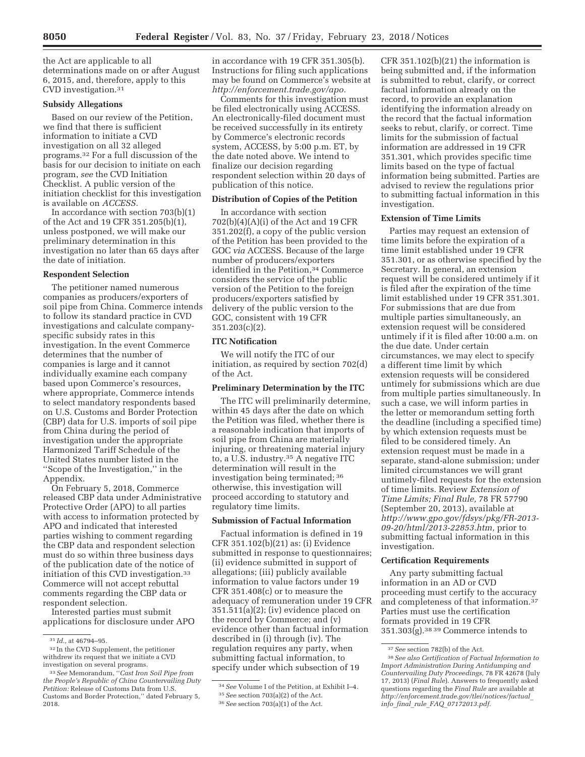the Act are applicable to all determinations made on or after August 6, 2015, and, therefore, apply to this CVD investigation.[31]

**Subsidy Allegations**

Based on our review of the Petition, we find that there is sufficient information to initiate a CVD investigation on all 32 alleged programs.[32] For a full discussion of the basis for our decision to initiate on each program, *see* the CVD Initiation Checklist. A public version of the initiation checklist for this investigation is available on *ACCESS.*

In accordance with section 703(b)(1) of the Act and 19 CFR 351.205(b)(1), unless postponed, we will make our preliminary determination in this investigation no later than 65 days after the date of initiation.

**Respondent Selection**

The petitioner named numerous companies as producers/exporters of soil pipe from China. Commerce intends to follow its standard practice in CVD investigations and calculate company-specific subsidy rates in this investigation. In the event Commerce determines that the number of companies is large and it cannot individually examine each company based upon Commerce's resources, where appropriate, Commerce intends to select mandatory respondents based on U.S. Customs and Border Protection (CBP) data for U.S. imports of soil pipe from China during the period of investigation under the appropriate Harmonized Tariff Schedule of the United States number listed in the ''Scope of the Investigation,'' in the Appendix.

On February 5, 2018, Commerce released CBP data under Administrative Protective Order (APO) to all parties with access to information protected by APO and indicated that interested parties wishing to comment regarding the CBP data and respondent selection must do so within three business days of the publication date of the notice of initiation of this CVD investigation.[33] Commerce will not accept rebuttal comments regarding the CBP data or respondent selection.

Interested parties must submit applications for disclosure under APO in accordance with 19 CFR 351.305(b). Instructions for filing such applications may be found on Commerce's website at *http://enforcement.trade.gov/apo.*

Comments for this investigation must be filed electronically using ACCESS. An electronically-filed document must be received successfully in its entirety by Commerce's electronic records system, ACCESS, by 5:00 p.m. ET, by the date noted above. We intend to finalize our decision regarding respondent selection within 20 days of publication of this notice.

**Distribution of Copies of the Petition**

In accordance with section 702(b)(4)(A)(i) of the Act and 19 CFR 351.202(f), a copy of the public version of the Petition has been provided to the GOC *via* ACCESS. Because of the large number of producers/exporters identified in the Petition,[34] Commerce considers the service of the public version of the Petition to the foreign producers/exporters satisfied by delivery of the public version to the GOC, consistent with 19 CFR 351.203(c)(2).

**ITC Notification**

We will notify the ITC of our initiation, as required by section 702(d) of the Act.

**Preliminary Determination by the ITC**

The ITC will preliminarily determine, within 45 days after the date on which the Petition was filed, whether there is a reasonable indication that imports of soil pipe from China are materially injuring, or threatening material injury to, a U.S. industry.[35] A negative ITC determination will result in the investigation being terminated;[36] otherwise, this investigation will proceed according to statutory and regulatory time limits.

**Submission of Factual Information**

Factual information is defined in 19 CFR 351.102(b)(21) as: (i) Evidence submitted in response to questionnaires; (ii) evidence submitted in support of allegations; (iii) publicly available information to value factors under 19 CFR 351.408(c) or to measure the adequacy of remuneration under 19 CFR 351.511(a)(2); (iv) evidence placed on the record by Commerce; and (v) evidence other than factual information described in (i) through (iv). The regulation requires any party, when submitting factual information, to specify under which subsection of 19 CFR 351.102(b)(21) the information is being submitted and, if the information is submitted to rebut, clarify, or correct factual information already on the record, to provide an explanation identifying the information already on the record that the factual information seeks to rebut, clarify, or correct. Time limits for the submission of factual information are addressed in 19 CFR 351.301, which provides specific time limits based on the type of factual information being submitted. Parties are advised to review the regulations prior to submitting factual information in this investigation.

**Extension of Time Limits**

Parties may request an extension of time limits before the expiration of a time limit established under 19 CFR 351.301, or as otherwise specified by the Secretary. In general, an extension request will be considered untimely if it is filed after the expiration of the time limit established under 19 CFR 351.301. For submissions that are due from multiple parties simultaneously, an extension request will be considered untimely if it is filed after 10:00 a.m. on the due date. Under certain circumstances, we may elect to specify a different time limit by which extension requests will be considered untimely for submissions which are due from multiple parties simultaneously. In such a case, we will inform parties in the letter or memorandum setting forth the deadline (including a specified time) by which extension requests must be filed to be considered timely. An extension request must be made in a separate, stand-alone submission; under limited circumstances we will grant untimely-filed requests for the extension of time limits. Review *Extension of Time Limits; Final Rule,* 78 FR 57790 (September 20, 2013), available at *http://www.gpo.gov/fdsys/pkg/FR-2013-09-20/html/2013-22853.htm,* prior to submitting factual information in this investigation.

**Certification Requirements**

Any party submitting factual information in an AD or CVD proceeding must certify to the accuracy and completeness of that information.[37] Parties must use the certification formats provided in 19 CFR 351.303(g).[38] [39] Commerce intends to

---

[31] *Id.,* at 46794–95.

[32] In the CVD Supplement, the petitioner withdrew its request that we initiate a CVD investigation on several programs.

[33] *See* Memorandum, ''*Cast Iron Soil Pipe from the People's Republic of China Countervailing Duty Petition:* Release of Customs Data from U.S. Customs and Border Protection,'' dated February 5, 2018.

[34] *See* Volume I of the Petition, at Exhibit I–4.

[35] *See* section 703(a)(2) of the Act.

[36] *See* section 703(a)(1) of the Act.

[37] *See* section 782(b) of the Act.

[38] *See also Certification of Factual Information to Import Administration During Antidumping and Countervailing Duty Proceedings,* 78 FR 42678 (July 17, 2013) (*Final Rule*). Answers to frequently asked questions regarding the *Final Rule* are available at *http://enforcement.trade.gov/tlei/notices/factual_info_final_rule_FAQ_07172013.pdf.*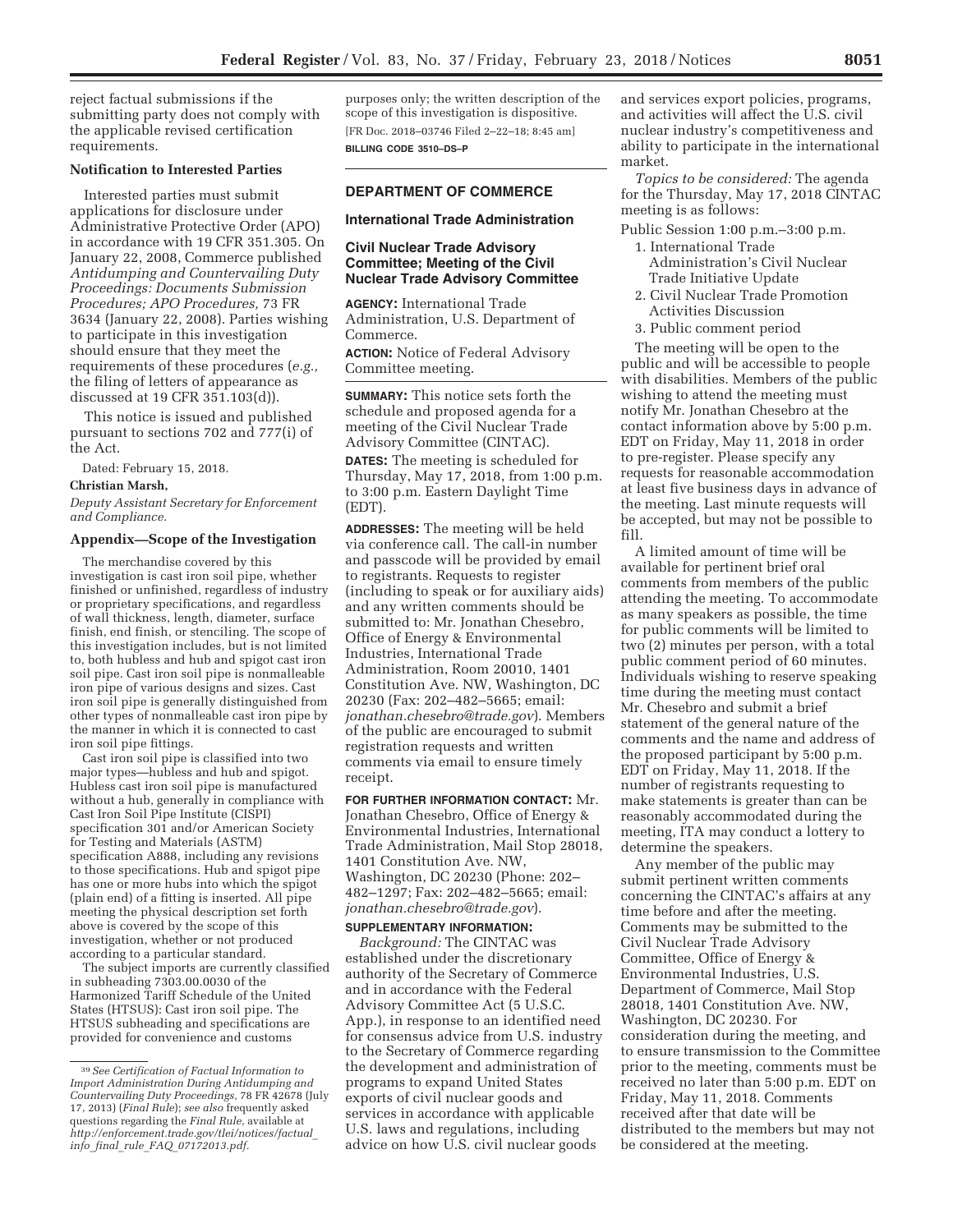reject factual submissions if the submitting party does not comply with the applicable revised certification requirements.

**Notification to Interested Parties**

Interested parties must submit applications for disclosure under Administrative Protective Order (APO) in accordance with 19 CFR 351.305. On January 22, 2008, Commerce published *Antidumping and Countervailing Duty Proceedings: Documents Submission Procedures; APO Procedures,* 73 FR 3634 (January 22, 2008). Parties wishing to participate in this investigation should ensure that they meet the requirements of these procedures (*e.g.,* the filing of letters of appearance as discussed at 19 CFR 351.103(d)).

This notice is issued and published pursuant to sections 702 and 777(i) of the Act.

Dated: February 15, 2018.

**Christian Marsh,**

*Deputy Assistant Secretary for Enforcement and Compliance.*

**Appendix—Scope of the Investigation**

The merchandise covered by this investigation is cast iron soil pipe, whether finished or unfinished, regardless of industry or proprietary specifications, and regardless of wall thickness, length, diameter, surface finish, end finish, or stenciling. The scope of this investigation includes, but is not limited to, both hubless and hub and spigot cast iron soil pipe. Cast iron soil pipe is nonmalleable iron pipe of various designs and sizes. Cast iron soil pipe is generally distinguished from other types of nonmalleable cast iron pipe by the manner in which it is connected to cast iron soil pipe fittings.

Cast iron soil pipe is classified into two major types—hubless and hub and spigot. Hubless cast iron soil pipe is manufactured without a hub, generally in compliance with Cast Iron Soil Pipe Institute (CISPI) specification 301 and/or American Society for Testing and Materials (ASTM) specification A888, including any revisions to those specifications. Hub and spigot pipe has one or more hubs into which the spigot (plain end) of a fitting is inserted. All pipe meeting the physical description set forth above is covered by the scope of this investigation, whether or not produced according to a particular standard.

The subject imports are currently classified in subheading 7303.00.0030 of the Harmonized Tariff Schedule of the United States (HTSUS): Cast iron soil pipe. The HTSUS subheading and specifications are provided for convenience and customs purposes only; the written description of the scope of this investigation is dispositive.

[FR Doc. 2018–03746 Filed 2–22–18; 8:45 am]

**BILLING CODE 3510–DS–P**

[39] *See Certification of Factual Information to Import Administration During Antidumping and Countervailing Duty Proceedings,* 78 FR 42678 (July 17, 2013) (*Final Rule*); *see also* frequently asked questions regarding the *Final Rule,* available at *http://enforcement.trade.gov/tlei/notices/factual_info_final_rule_FAQ_07172013.pdf.*

## DEPARTMENT OF COMMERCE

### International Trade Administration

### Civil Nuclear Trade Advisory Committee; Meeting of the Civil Nuclear Trade Advisory Committee

**AGENCY:** International Trade Administration, U.S. Department of Commerce.

**ACTION:** Notice of Federal Advisory Committee meeting.

**SUMMARY:** This notice sets forth the schedule and proposed agenda for a meeting of the Civil Nuclear Trade Advisory Committee (CINTAC).

**DATES:** The meeting is scheduled for Thursday, May 17, 2018, from 1:00 p.m. to 3:00 p.m. Eastern Daylight Time (EDT).

**ADDRESSES:** The meeting will be held via conference call. The call-in number and passcode will be provided by email to registrants. Requests to register (including to speak or for auxiliary aids) and any written comments should be submitted to: Mr. Jonathan Chesebro, Office of Energy & Environmental Industries, International Trade Administration, Room 20010, 1401 Constitution Ave. NW, Washington, DC 20230 (Fax: 202–482–5665; email: *jonathan.chesebro@trade.gov*). Members of the public are encouraged to submit registration requests and written comments via email to ensure timely receipt.

**FOR FURTHER INFORMATION CONTACT:** Mr. Jonathan Chesebro, Office of Energy & Environmental Industries, International Trade Administration, Mail Stop 28018, 1401 Constitution Ave. NW, Washington, DC 20230 (Phone: 202–482–1297; Fax: 202–482–5665; email: *jonathan.chesebro@trade.gov*).

**SUPPLEMENTARY INFORMATION:**

*Background:* The CINTAC was established under the discretionary authority of the Secretary of Commerce and in accordance with the Federal Advisory Committee Act (5 U.S.C. App.), in response to an identified need for consensus advice from U.S. industry to the Secretary of Commerce regarding the development and administration of programs to expand United States exports of civil nuclear goods and services in accordance with applicable U.S. laws and regulations, including advice on how U.S. civil nuclear goods and services export policies, programs, and activities will affect the U.S. civil nuclear industry's competitiveness and ability to participate in the international market.

*Topics to be considered:* The agenda for the Thursday, May 17, 2018 CINTAC meeting is as follows:

Public Session 1:00 p.m.–3:00 p.m.

1. International Trade Administration's Civil Nuclear Trade Initiative Update
2. Civil Nuclear Trade Promotion Activities Discussion
3. Public comment period

The meeting will be open to the public and will be accessible to people with disabilities. Members of the public wishing to attend the meeting must notify Mr. Jonathan Chesebro at the contact information above by 5:00 p.m. EDT on Friday, May 11, 2018 in order to pre-register. Please specify any requests for reasonable accommodation at least five business days in advance of the meeting. Last minute requests will be accepted, but may not be possible to fill.

A limited amount of time will be available for pertinent brief oral comments from members of the public attending the meeting. To accommodate as many speakers as possible, the time for public comments will be limited to two (2) minutes per person, with a total public comment period of 60 minutes. Individuals wishing to reserve speaking time during the meeting must contact Mr. Chesebro and submit a brief statement of the general nature of the comments and the name and address of the proposed participant by 5:00 p.m. EDT on Friday, May 11, 2018. If the number of registrants requesting to make statements is greater than can be reasonably accommodated during the meeting, ITA may conduct a lottery to determine the speakers.

Any member of the public may submit pertinent written comments concerning the CINTAC's affairs at any time before and after the meeting. Comments may be submitted to the Civil Nuclear Trade Advisory Committee, Office of Energy & Environmental Industries, U.S. Department of Commerce, Mail Stop 28018, 1401 Constitution Ave. NW, Washington, DC 20230. For consideration during the meeting, and to ensure transmission to the Committee prior to the meeting, comments must be received no later than 5:00 p.m. EDT on Friday, May 11, 2018. Comments received after that date will be distributed to the members but may not be considered at the meeting.